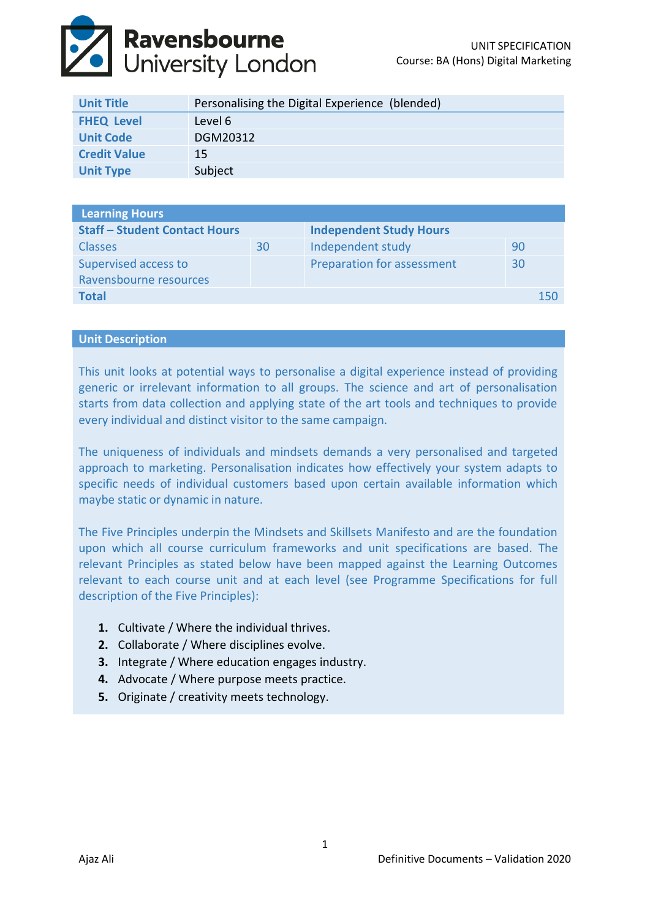UNIT SPECIFICATION
Course: BA (Hons) Digital Marketing

| | |
|---|---|
| **Unit Title** | Personalising the Digital Experience (blended) |
| **FHEQ Level** | Level 6 |
| **Unit Code** | DGM20312 |
| **Credit Value** | 15 |
| **Unit Type** | Subject |

| **Learning Hours** | | | |
|---|---|---|---|
| **Staff – Student Contact Hours** | | **Independent Study Hours** | |
| Classes | 30 | Independent study | 90 |
| Supervised access to Ravensbourne resources | | Preparation for assessment | 30 |
| **Total** | | | 150 |

## Unit Description

This unit looks at potential ways to personalise a digital experience instead of providing generic or irrelevant information to all groups. The science and art of personalisation starts from data collection and applying state of the art tools and techniques to provide every individual and distinct visitor to the same campaign.

The uniqueness of individuals and mindsets demands a very personalised and targeted approach to marketing. Personalisation indicates how effectively your system adapts to specific needs of individual customers based upon certain available information which maybe static or dynamic in nature.

The Five Principles underpin the Mindsets and Skillsets Manifesto and are the foundation upon which all course curriculum frameworks and unit specifications are based. The relevant Principles as stated below have been mapped against the Learning Outcomes relevant to each course unit and at each level (see Programme Specifications for full description of the Five Principles):

1. Cultivate / Where the individual thrives.
2. Collaborate / Where disciplines evolve.
3. Integrate / Where education engages industry.
4. Advocate / Where purpose meets practice.
5. Originate / creativity meets technology.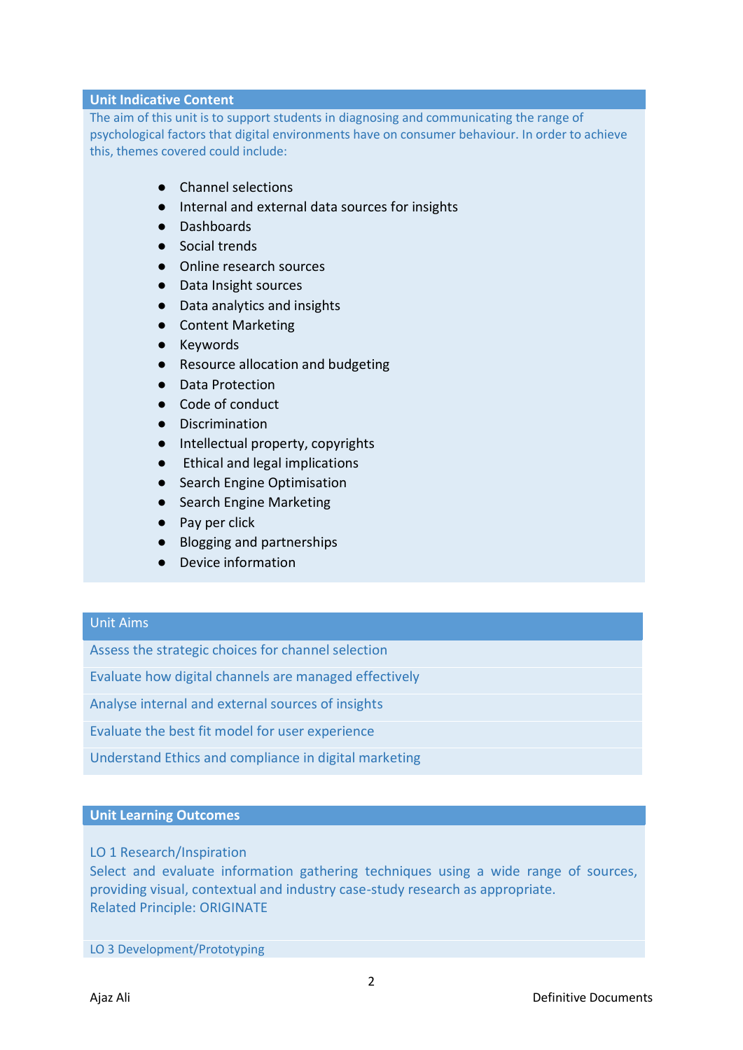## Unit Indicative Content

The aim of this unit is to support students in diagnosing and communicating the range of psychological factors that digital environments have on consumer behaviour. In order to achieve this, themes covered could include:

- Channel selections
- Internal and external data sources for insights
- Dashboards
- Social trends
- Online research sources
- Data Insight sources
- Data analytics and insights
- Content Marketing
- Keywords
- Resource allocation and budgeting
- Data Protection
- Code of conduct
- Discrimination
- Intellectual property, copyrights
- Ethical and legal implications
- Search Engine Optimisation
- Search Engine Marketing
- Pay per click
- Blogging and partnerships
- Device information

## Unit Aims

| Unit Aims |
|---|
| Assess the strategic choices for channel selection |
| Evaluate how digital channels are managed effectively |
| Analyse internal and external sources of insights |
| Evaluate the best fit model for user experience |
| Understand Ethics and compliance in digital marketing |

## Unit Learning Outcomes

LO 1 Research/Inspiration
Select and evaluate information gathering techniques using a wide range of sources, providing visual, contextual and industry case-study research as appropriate.
Related Principle: ORIGINATE

LO 3 Development/Prototyping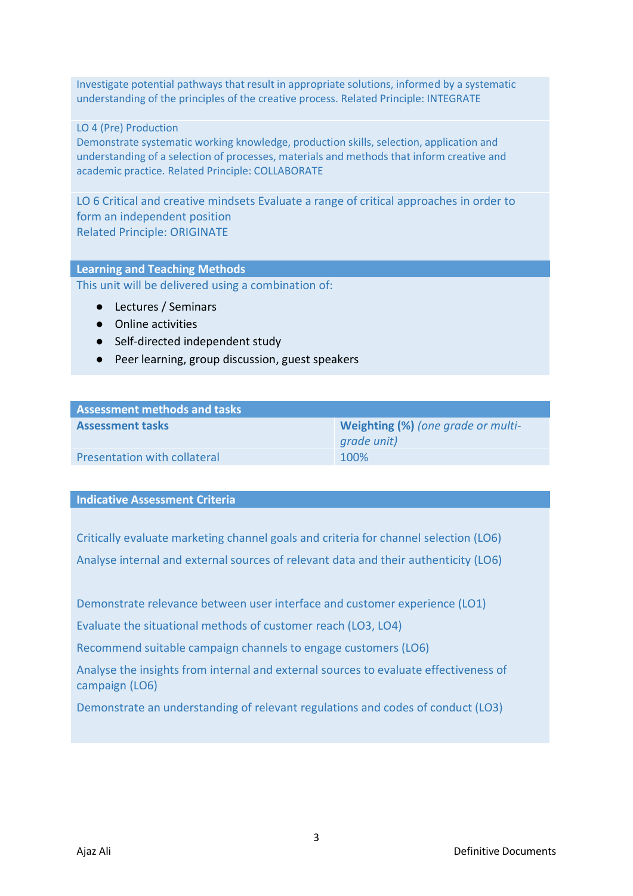Investigate potential pathways that result in appropriate solutions, informed by a systematic understanding of the principles of the creative process. Related Principle: INTEGRATE

LO 4 (Pre) Production
Demonstrate systematic working knowledge, production skills, selection, application and understanding of a selection of processes, materials and methods that inform creative and academic practice. Related Principle: COLLABORATE

LO 6 Critical and creative mindsets Evaluate a range of critical approaches in order to form an independent position
Related Principle: ORIGINATE

## Learning and Teaching Methods

This unit will be delivered using a combination of:

- Lectures / Seminars
- Online activities
- Self-directed independent study
- Peer learning, group discussion, guest speakers

## Assessment methods and tasks

| Assessment tasks | Weighting (%) *(one grade or multi-grade unit)* |
| --- | --- |
| Presentation with collateral | 100% |

## Indicative Assessment Criteria

Critically evaluate marketing channel goals and criteria for channel selection (LO6)

Analyse internal and external sources of relevant data and their authenticity (LO6)

Demonstrate relevance between user interface and customer experience (LO1)

Evaluate the situational methods of customer reach (LO3, LO4)

Recommend suitable campaign channels to engage customers (LO6)

Analyse the insights from internal and external sources to evaluate effectiveness of campaign (LO6)

Demonstrate an understanding of relevant regulations and codes of conduct (LO3)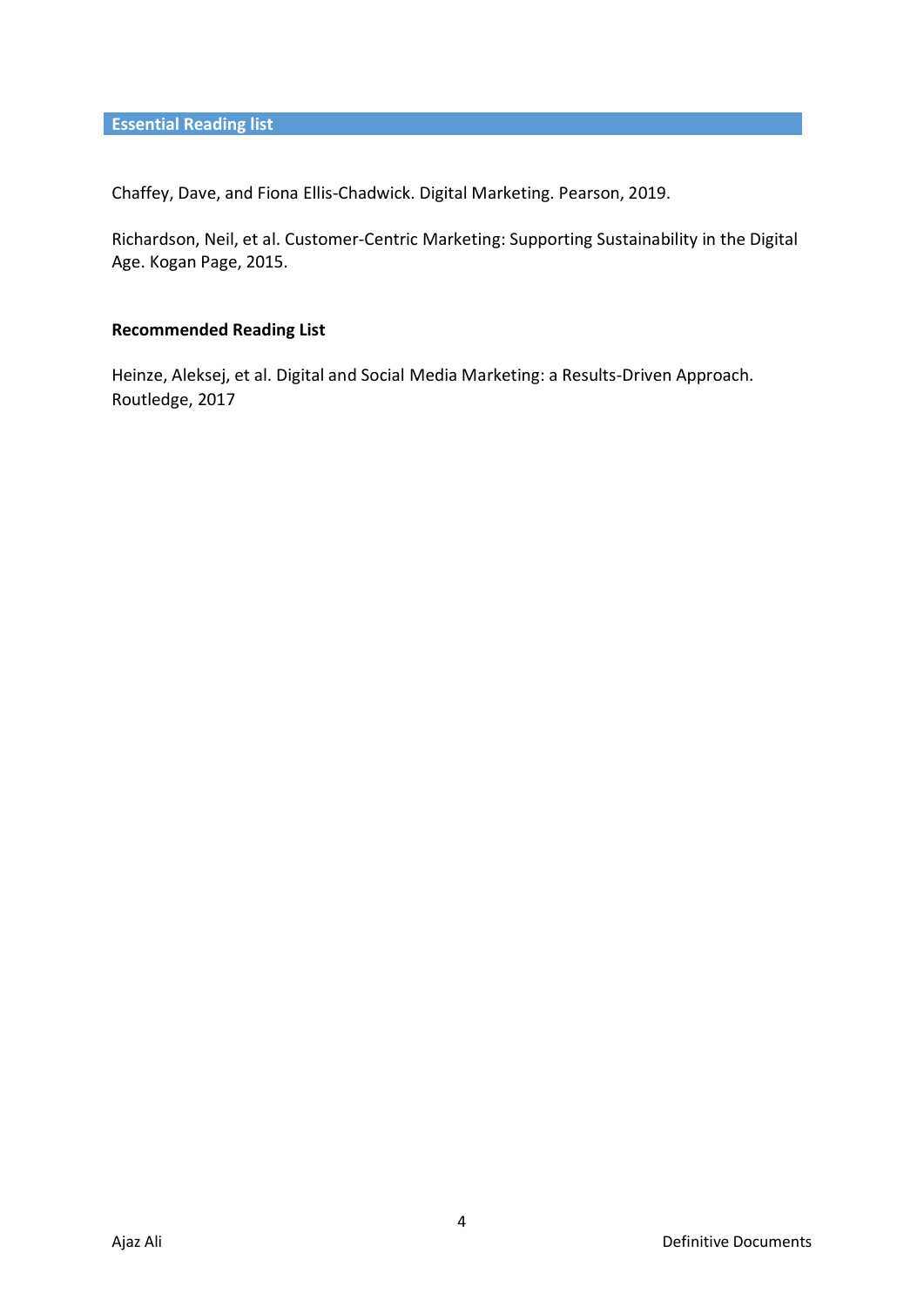## Essential Reading list

Chaffey, Dave, and Fiona Ellis-Chadwick. Digital Marketing. Pearson, 2019.

Richardson, Neil, et al. Customer-Centric Marketing: Supporting Sustainability in the Digital Age. Kogan Page, 2015.

**Recommended Reading List**

Heinze, Aleksej, et al. Digital and Social Media Marketing: a Results-Driven Approach. Routledge, 2017